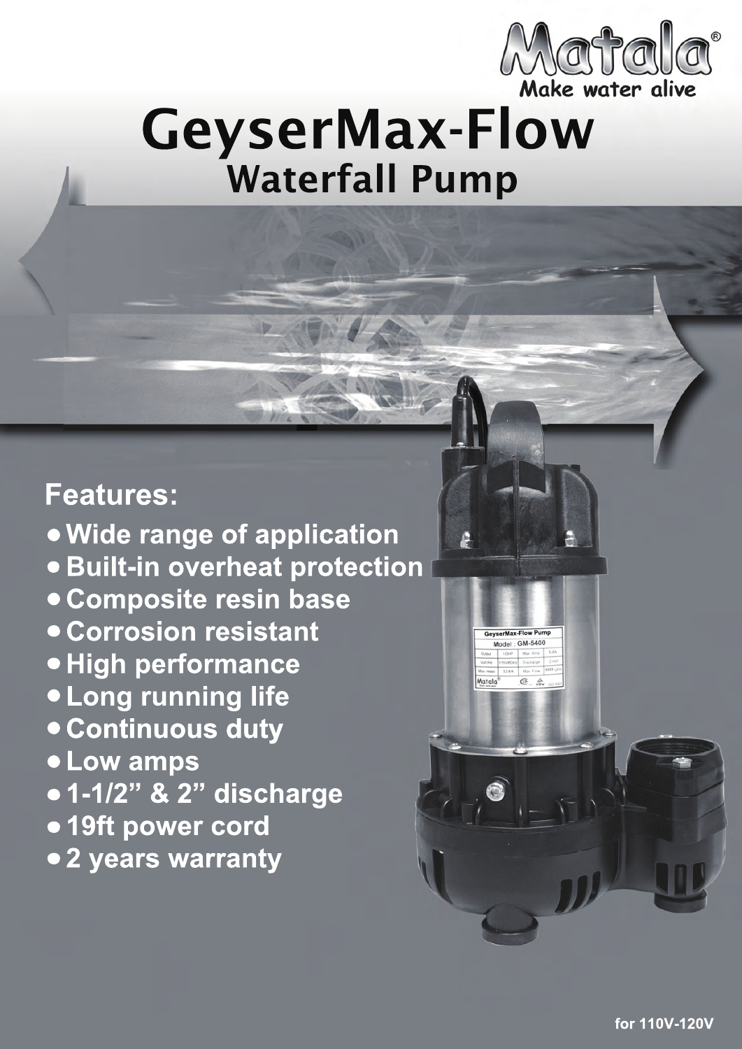Matala®
Make water alive

# GeyserMax-Flow
## Waterfall Pump

### Features:

- Wide range of application
- Built-in overheat protection
- Composite resin base
- Corrosion resistant
- High performance
- Long running life
- Continuous duty
- Low amps
- 1-1/2” & 2” discharge
- 19ft power cord
- 2 years warranty

for 110V-120V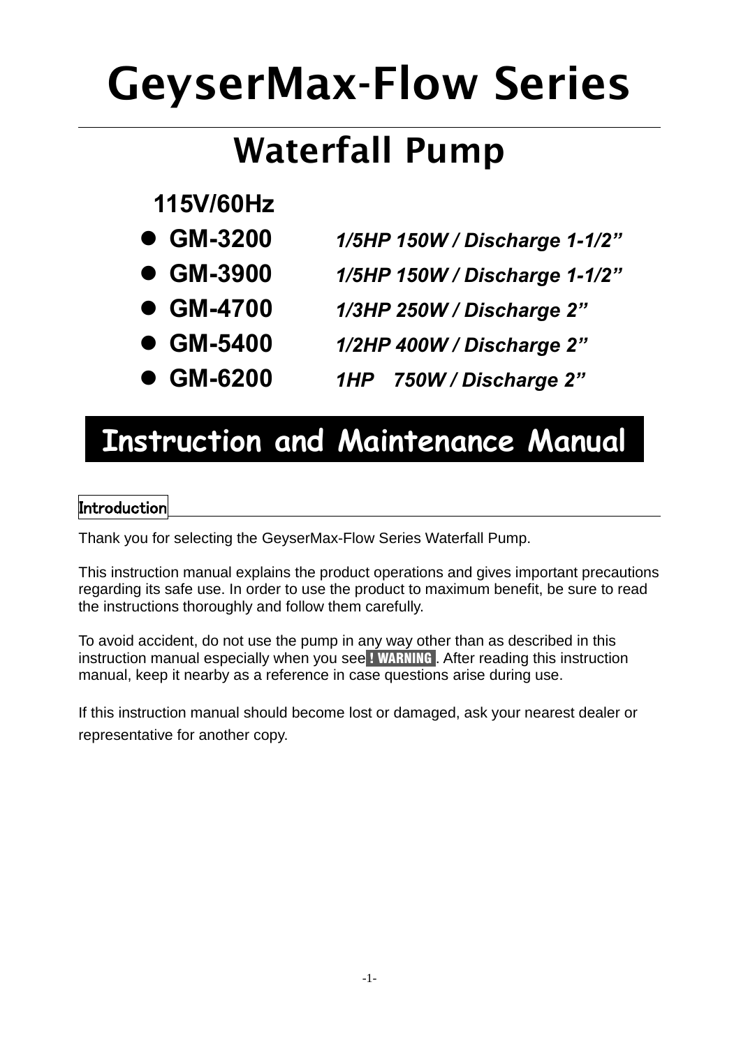# GeyserMax-Flow Series

## Waterfall Pump

**115V/60Hz**

- **GM-3200** *1/5HP 150W / Discharge 1-1/2”*
- **GM-3900** *1/5HP 150W / Discharge 1-1/2”*
- **GM-4700** *1/3HP 250W / Discharge 2”*
- **GM-5400** *1/2HP 400W / Discharge 2”*
- **GM-6200** *1HP 750W / Discharge 2”*

## Instruction and Maintenance Manual

### Introduction

Thank you for selecting the GeyserMax-Flow Series Waterfall Pump.

This instruction manual explains the product operations and gives important precautions regarding its safe use. In order to use the product to maximum benefit, be sure to read the instructions thoroughly and follow them carefully.

To avoid accident, do not use the pump in any way other than as described in this instruction manual especially when you see **! WARNING**. After reading this instruction manual, keep it nearby as a reference in case questions arise during use.

If this instruction manual should become lost or damaged, ask your nearest dealer or representative for another copy.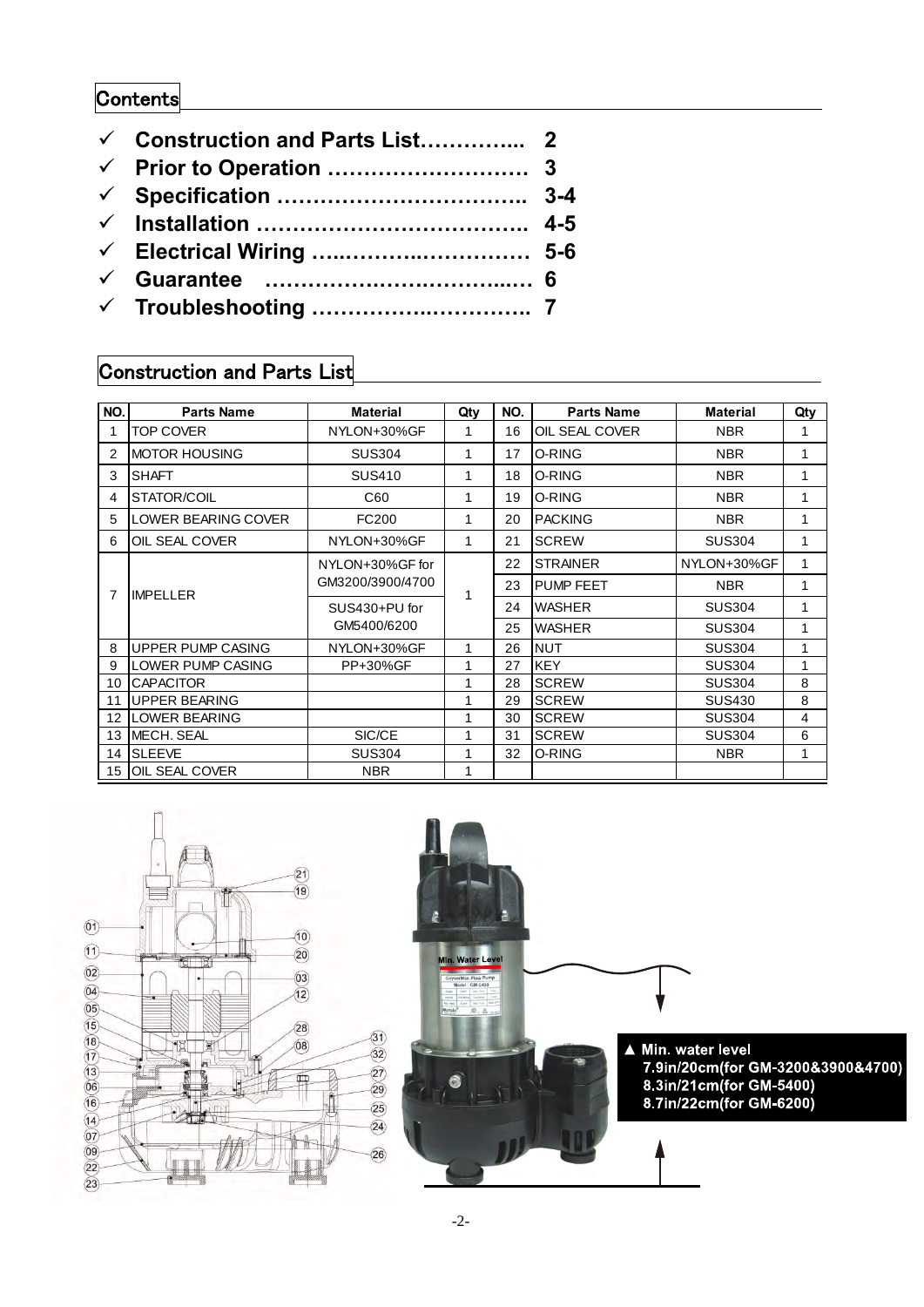## Contents

- ✓ **Construction and Parts List…………... 2**
- ✓ **Prior to Operation ……………………… 3**
- ✓ **Specification …………………………….. 3-4**
- ✓ **Installation ……………………………….. 4-5**
- ✓ **Electrical Wiring …..………..…………… 5-6**
- ✓ **Guarantee ……………………..…………... 6**
- ✓ **Troubleshooting ……………..………….. 7**

## Construction and Parts List

| NO. | Parts Name | Material | Qty | NO. | Parts Name | Material | Qty |
|---|---|---|---|---|---|---|---|
| 1 | TOP COVER | NYLON+30%GF | 1 | 16 | OIL SEAL COVER | NBR | 1 |
| 2 | MOTOR HOUSING | SUS304 | 1 | 17 | O-RING | NBR | 1 |
| 3 | SHAFT | SUS410 | 1 | 18 | O-RING | NBR | 1 |
| 4 | STATOR/COIL | C60 | 1 | 19 | O-RING | NBR | 1 |
| 5 | LOWER BEARING COVER | FC200 | 1 | 20 | PACKING | NBR | 1 |
| 6 | OIL SEAL COVER | NYLON+30%GF | 1 | 21 | SCREW | SUS304 | 1 |
| 7 | IMPELLER | NYLON+30%GF for GM3200/3900/4700 | 1 | 22 | STRAINER | NYLON+30%GF | 1 |
| | | | | 23 | PUMP FEET | NBR | 1 |
| | | SUS430+PU for GM5400/6200 | | 24 | WASHER | SUS304 | 1 |
| | | | | 25 | WASHER | SUS304 | 1 |
| 8 | UPPER PUMP CASING | NYLON+30%GF | 1 | 26 | NUT | SUS304 | 1 |
| 9 | LOWER PUMP CASING | PP+30%GF | 1 | 27 | KEY | SUS304 | 1 |
| 10 | CAPACITOR | | 1 | 28 | SCREW | SUS304 | 8 |
| 11 | UPPER BEARING | | 1 | 29 | SCREW | SUS430 | 8 |
| 12 | LOWER BEARING | | 1 | 30 | SCREW | SUS304 | 4 |
| 13 | MECH. SEAL | SIC/CE | 1 | 31 | SCREW | SUS304 | 6 |
| 14 | SLEEVE | SUS304 | 1 | 32 | O-RING | NBR | 1 |
| 15 | OIL SEAL COVER | NBR | 1 | | | | |

▲ Min. water level
7.9in/20cm(for GM-3200&3900&4700)
8.3in/21cm(for GM-5400)
8.7in/22cm(for GM-6200)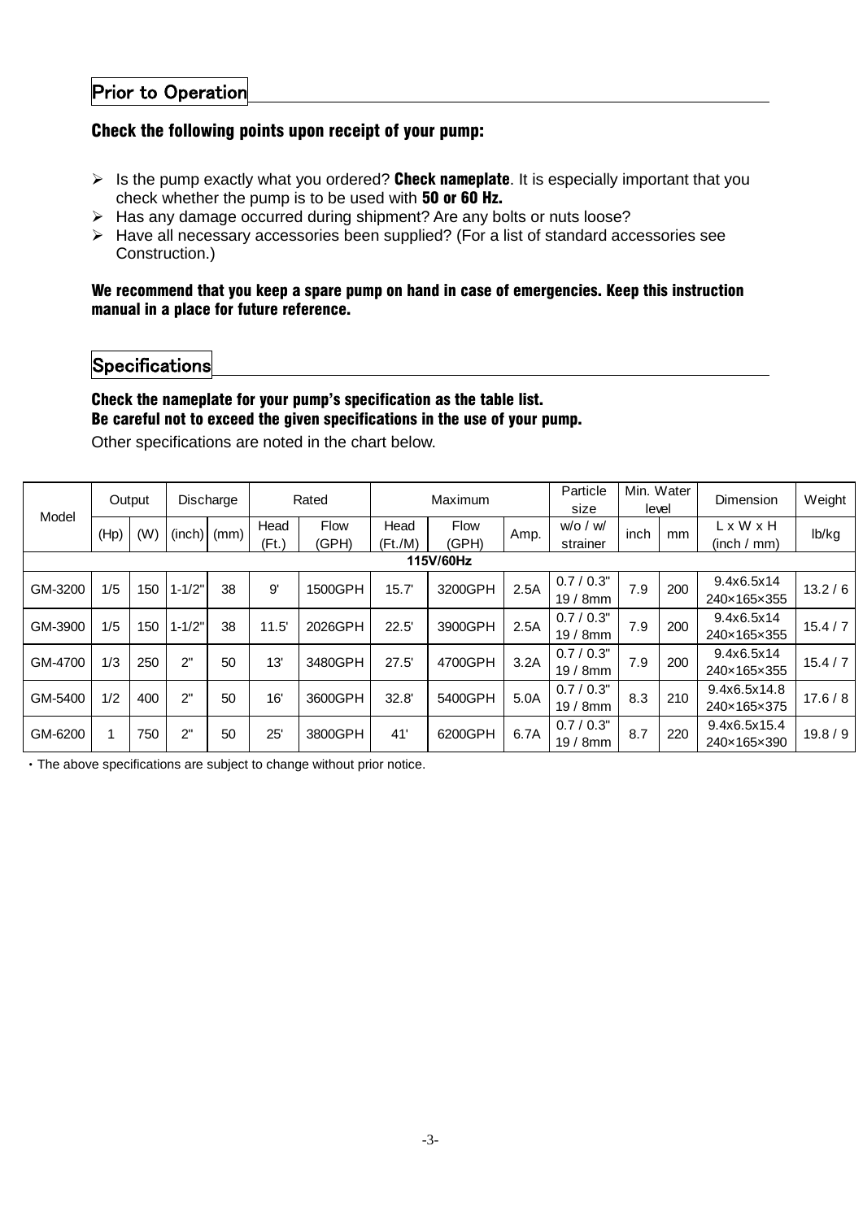## Prior to Operation

### Check the following points upon receipt of your pump:

- Is the pump exactly what you ordered? **Check nameplate**. It is especially important that you check whether the pump is to be used with **50 or 60 Hz.**
- Has any damage occurred during shipment? Are any bolts or nuts loose?
- Have all necessary accessories been supplied? (For a list of standard accessories see Construction.)

**We recommend that you keep a spare pump on hand in case of emergencies. Keep this instruction manual in a place for future reference.**

## Specifications

**Check the nameplate for your pump's specification as the table list.**
**Be careful not to exceed the given specifications in the use of your pump.**

Other specifications are noted in the chart below.

| Model | Output | | Discharge | | Rated | | Maximum | | | Particle size | Min. Water level | | Dimension | Weight |
|---|---|---|---|---|---|---|---|---|---|---|---|---|---|---|
| | (Hp) | (W) | (inch) | (mm) | Head (Ft.) | Flow (GPH) | Head (Ft./M) | Flow (GPH) | Amp. | w/o / w/ strainer | inch | mm | L x W x H (inch / mm) | lb/kg |
| **115V/60Hz** | | | | | | | | | | | | | | |
| GM-3200 | 1/5 | 150 | 1-1/2" | 38 | 9' | 1500GPH | 15.7' | 3200GPH | 2.5A | 0.7 / 0.3" 19 / 8mm | 7.9 | 200 | 9.4x6.5x14 240×165×355 | 13.2 / 6 |
| GM-3900 | 1/5 | 150 | 1-1/2" | 38 | 11.5' | 2026GPH | 22.5' | 3900GPH | 2.5A | 0.7 / 0.3" 19 / 8mm | 7.9 | 200 | 9.4x6.5x14 240×165×355 | 15.4 / 7 |
| GM-4700 | 1/3 | 250 | 2" | 50 | 13' | 3480GPH | 27.5' | 4700GPH | 3.2A | 0.7 / 0.3" 19 / 8mm | 7.9 | 200 | 9.4x6.5x14 240×165×355 | 15.4 / 7 |
| GM-5400 | 1/2 | 400 | 2" | 50 | 16' | 3600GPH | 32.8' | 5400GPH | 5.0A | 0.7 / 0.3" 19 / 8mm | 8.3 | 210 | 9.4x6.5x14.8 240×165×375 | 17.6 / 8 |
| GM-6200 | 1 | 750 | 2" | 50 | 25' | 3800GPH | 41' | 6200GPH | 6.7A | 0.7 / 0.3" 19 / 8mm | 8.7 | 220 | 9.4x6.5x15.4 240×165×390 | 19.8 / 9 |

・The above specifications are subject to change without prior notice.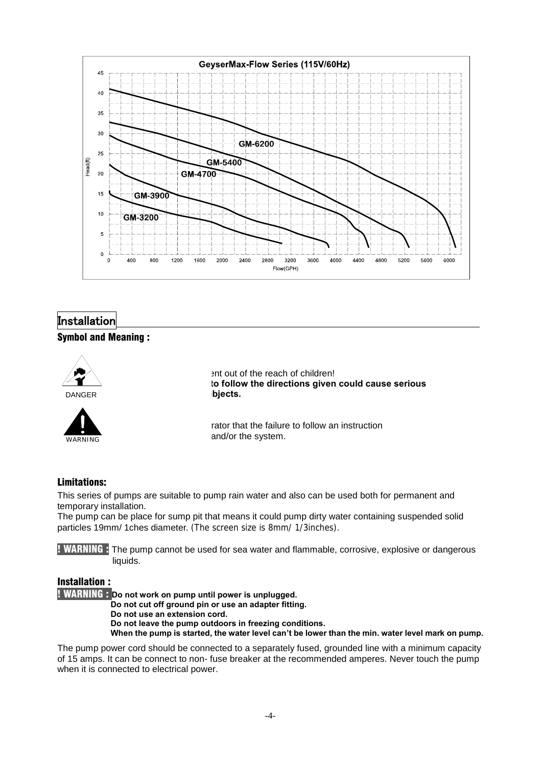GeyserMax-Flow Series (115V/60Hz)

## Installation

### Symbol and Meaning :

DANGER

ent out of the reach of children!
**to follow the directions given could cause serious bjects.**

WARNING

rator that the failure to follow an instruction and/or the system.

### Limitations:

This series of pumps are suitable to pump rain water and also can be used both for permanent and temporary installation.

The pump can be place for sump pit that means it could pump dirty water containing suspended solid particles 19mm/ 1ches diameter. (The screen size is 8mm/ 1/3inches).

**! WARNING :** The pump cannot be used for sea water and flammable, corrosive, explosive or dangerous liquids.

### Installation :

**! WARNING : Do not work on pump until power is unplugged.**
**Do not cut off ground pin or use an adapter fitting.**
**Do not use an extension cord.**
**Do not leave the pump outdoors in freezing conditions.**
**When the pump is started, the water level can't be lower than the min. water level mark on pump.**

The pump power cord should be connected to a separately fused, grounded line with a minimum capacity of 15 amps. It can be connect to non- fuse breaker at the recommended amperes. Never touch the pump when it is connected to electrical power.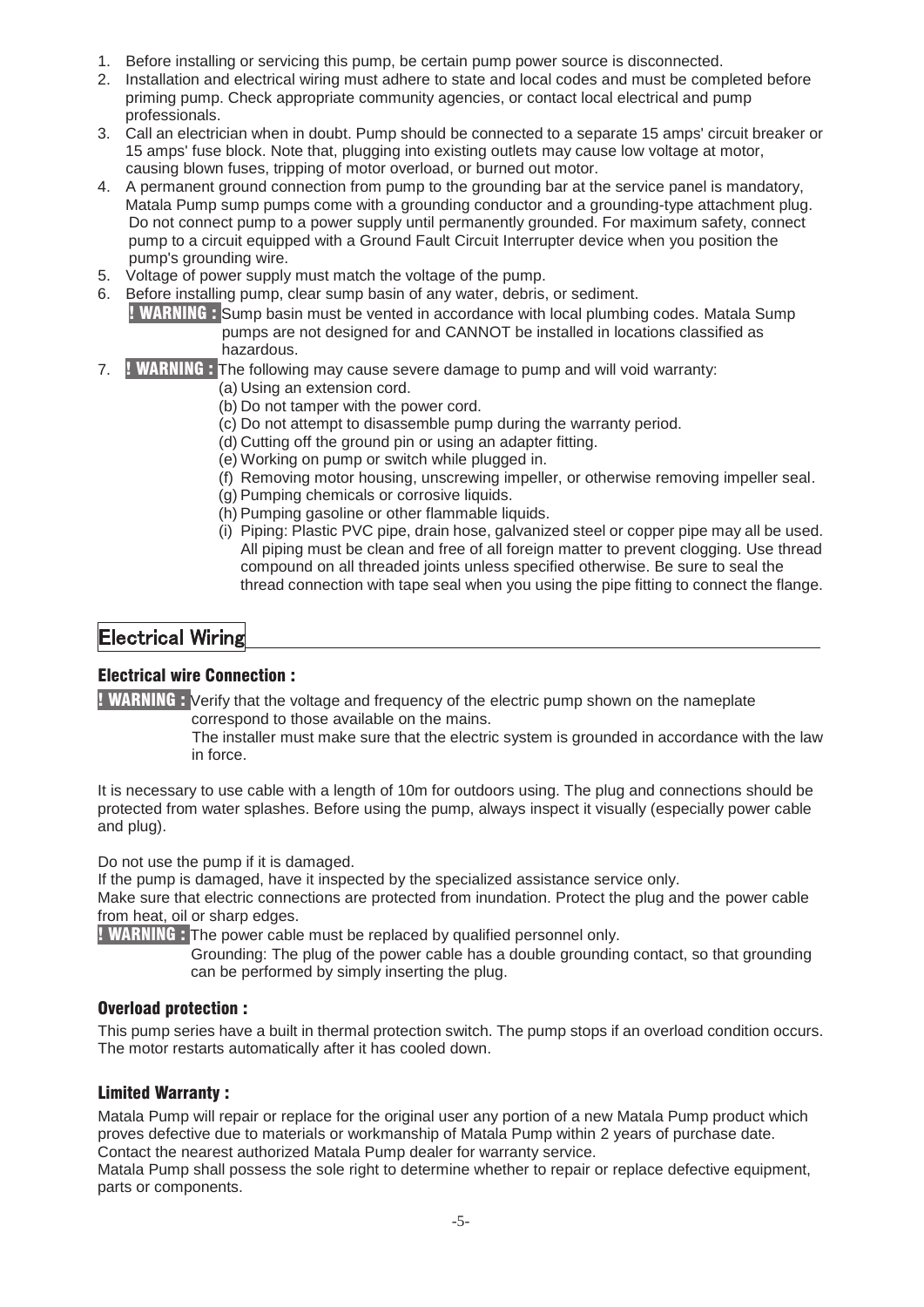1. Before installing or servicing this pump, be certain pump power source is disconnected.
2. Installation and electrical wiring must adhere to state and local codes and must be completed before priming pump. Check appropriate community agencies, or contact local electrical and pump professionals.
3. Call an electrician when in doubt. Pump should be connected to a separate 15 amps' circuit breaker or 15 amps' fuse block. Note that, plugging into existing outlets may cause low voltage at motor, causing blown fuses, tripping of motor overload, or burned out motor.
4. A permanent ground connection from pump to the grounding bar at the service panel is mandatory, Matala Pump sump pumps come with a grounding conductor and a grounding-type attachment plug. Do not connect pump to a power supply until permanently grounded. For maximum safety, connect pump to a circuit equipped with a Ground Fault Circuit Interrupter device when you position the pump's grounding wire.
5. Voltage of power supply must match the voltage of the pump.
6. Before installing pump, clear sump basin of any water, debris, or sediment.
   **! WARNING :** Sump basin must be vented in accordance with local plumbing codes. Matala Sump pumps are not designed for and CANNOT be installed in locations classified as hazardous.
7. **! WARNING :** The following may cause severe damage to pump and will void warranty:
   (a) Using an extension cord.
   (b) Do not tamper with the power cord.
   (c) Do not attempt to disassemble pump during the warranty period.
   (d) Cutting off the ground pin or using an adapter fitting.
   (e) Working on pump or switch while plugged in.
   (f) Removing motor housing, unscrewing impeller, or otherwise removing impeller seal.
   (g) Pumping chemicals or corrosive liquids.
   (h) Pumping gasoline or other flammable liquids.
   (i) Piping: Plastic PVC pipe, drain hose, galvanized steel or copper pipe may all be used. All piping must be clean and free of all foreign matter to prevent clogging. Use thread compound on all threaded joints unless specified otherwise. Be sure to seal the thread connection with tape seal when you using the pipe fitting to connect the flange.

## Electrical Wiring

### Electrical wire Connection :

**! WARNING :** Verify that the voltage and frequency of the electric pump shown on the nameplate correspond to those available on the mains.
The installer must make sure that the electric system is grounded in accordance with the law in force.

It is necessary to use cable with a length of 10m for outdoors using. The plug and connections should be protected from water splashes. Before using the pump, always inspect it visually (especially power cable and plug).

Do not use the pump if it is damaged.
If the pump is damaged, have it inspected by the specialized assistance service only.
Make sure that electric connections are protected from inundation. Protect the plug and the power cable from heat, oil or sharp edges.

**! WARNING :** The power cable must be replaced by qualified personnel only.
Grounding: The plug of the power cable has a double grounding contact, so that grounding can be performed by simply inserting the plug.

### Overload protection :

This pump series have a built in thermal protection switch. The pump stops if an overload condition occurs. The motor restarts automatically after it has cooled down.

### Limited Warranty :

Matala Pump will repair or replace for the original user any portion of a new Matala Pump product which proves defective due to materials or workmanship of Matala Pump within 2 years of purchase date. Contact the nearest authorized Matala Pump dealer for warranty service.
Matala Pump shall possess the sole right to determine whether to repair or replace defective equipment, parts or components.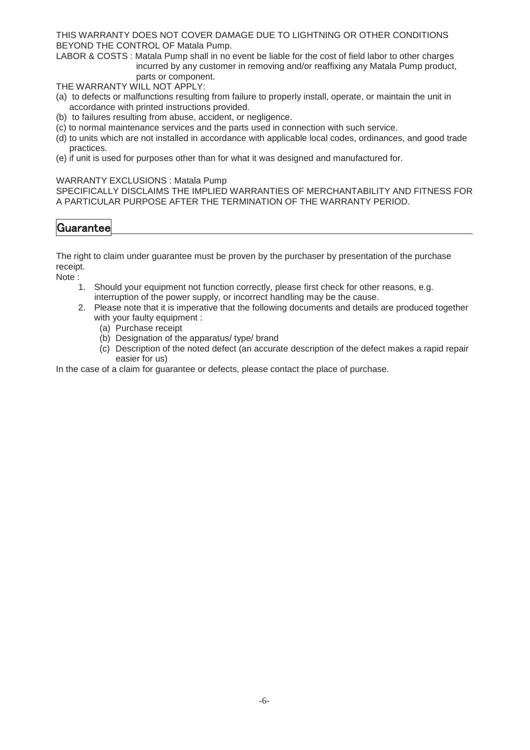THIS WARRANTY DOES NOT COVER DAMAGE DUE TO LIGHTNING OR OTHER CONDITIONS BEYOND THE CONTROL OF Matala Pump.

LABOR & COSTS : Matala Pump shall in no event be liable for the cost of field labor to other charges incurred by any customer in removing and/or reaffixing any Matala Pump product, parts or component.

THE WARRANTY WILL NOT APPLY:

(a) to defects or malfunctions resulting from failure to properly install, operate, or maintain the unit in accordance with printed instructions provided.
(b) to failures resulting from abuse, accident, or negligence.
(c) to normal maintenance services and the parts used in connection with such service.
(d) to units which are not installed in accordance with applicable local codes, ordinances, and good trade practices.
(e) if unit is used for purposes other than for what it was designed and manufactured for.

WARRANTY EXCLUSIONS : Matala Pump
SPECIFICALLY DISCLAIMS THE IMPLIED WARRANTIES OF MERCHANTABILITY AND FITNESS FOR A PARTICULAR PURPOSE AFTER THE TERMINATION OF THE WARRANTY PERIOD.

## Guarantee

The right to claim under guarantee must be proven by the purchaser by presentation of the purchase receipt.

Note :

1. Should your equipment not function correctly, please first check for other reasons, e.g. interruption of the power supply, or incorrect handling may be the cause.
2. Please note that it is imperative that the following documents and details are produced together with your faulty equipment :
   (a) Purchase receipt
   (b) Designation of the apparatus/ type/ brand
   (c) Description of the noted defect (an accurate description of the defect makes a rapid repair easier for us)

In the case of a claim for guarantee or defects, please contact the place of purchase.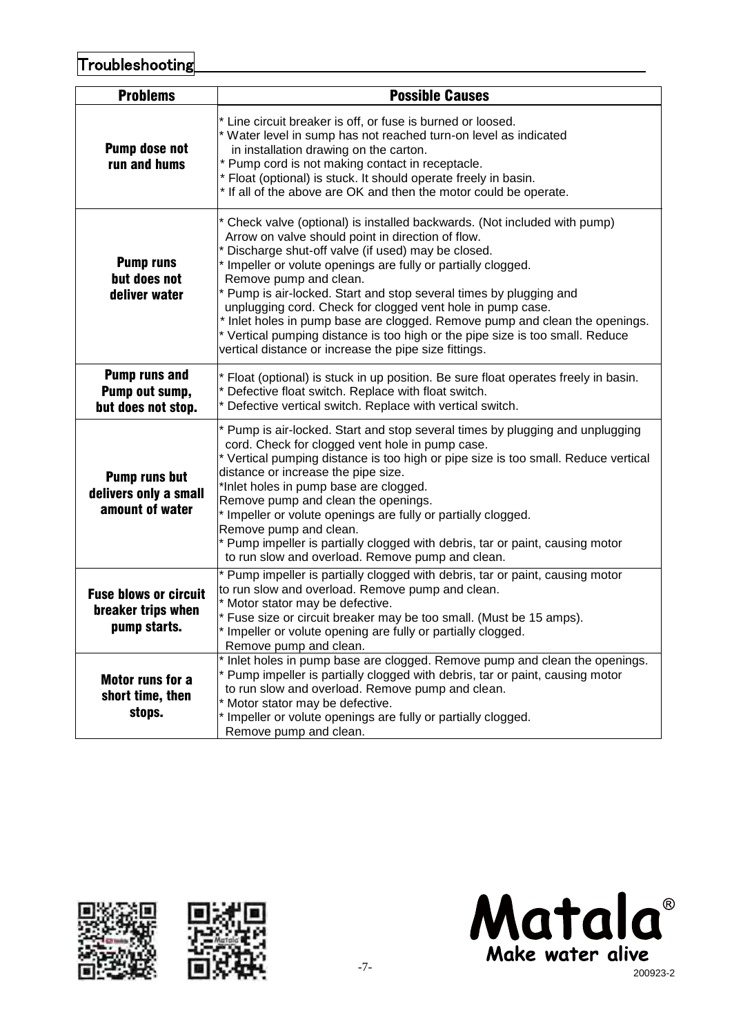## Troubleshooting

| Problems | Possible Causes |
|---|---|
| **Pump dose not run and hums** | * Line circuit breaker is off, or fuse is burned or loosed.<br>* Water level in sump has not reached turn-on level as indicated in installation drawing on the carton.<br>* Pump cord is not making contact in receptacle.<br>* Float (optional) is stuck. It should operate freely in basin.<br>* If all of the above are OK and then the motor could be operate. |
| **Pump runs but does not deliver water** | * Check valve (optional) is installed backwards. (Not included with pump) Arrow on valve should point in direction of flow.<br>* Discharge shut-off valve (if used) may be closed.<br>* Impeller or volute openings are fully or partially clogged. Remove pump and clean.<br>* Pump is air-locked. Start and stop several times by plugging and unplugging cord. Check for clogged vent hole in pump case.<br>* Inlet holes in pump base are clogged. Remove pump and clean the openings.<br>* Vertical pumping distance is too high or the pipe size is too small. Reduce vertical distance or increase the pipe size fittings. |
| **Pump runs and Pump out sump, but does not stop.** | * Float (optional) is stuck in up position. Be sure float operates freely in basin.<br>* Defective float switch. Replace with float switch.<br>* Defective vertical switch. Replace with vertical switch. |
| **Pump runs but delivers only a small amount of water** | * Pump is air-locked. Start and stop several times by plugging and unplugging cord. Check for clogged vent hole in pump case.<br>* Vertical pumping distance is too high or pipe size is too small. Reduce vertical distance or increase the pipe size.<br>*Inlet holes in pump base are clogged. Remove pump and clean the openings.<br>* Impeller or volute openings are fully or partially clogged. Remove pump and clean.<br>* Pump impeller is partially clogged with debris, tar or paint, causing motor to run slow and overload. Remove pump and clean. |
| **Fuse blows or circuit breaker trips when pump starts.** | * Pump impeller is partially clogged with debris, tar or paint, causing motor to run slow and overload. Remove pump and clean.<br>* Motor stator may be defective.<br>* Fuse size or circuit breaker may be too small. (Must be 15 amps).<br>* Impeller or volute opening are fully or partially clogged. Remove pump and clean. |
| **Motor runs for a short time, then stops.** | * Inlet holes in pump base are clogged. Remove pump and clean the openings.<br>* Pump impeller is partially clogged with debris, tar or paint, causing motor to run slow and overload. Remove pump and clean.<br>* Motor stator may be defective.<br>* Impeller or volute openings are fully or partially clogged. Remove pump and clean. |

Matala®
Make water alive

200923-2